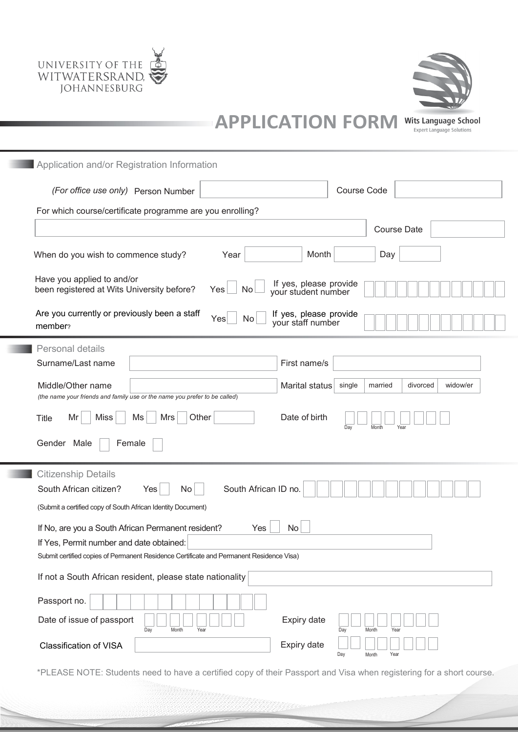UNIVERSITY OF THE WITWATERSRAND, JOHANNESBURG

# APPLICATION FORM

**Wits Language School**
Expert Language Solutions

## Application and/or Registration Information

*(For office use only)* Person Number ______ Course Code ______

For which course/certificate programme are you enrolling?

______ Course Date ______

When do you wish to commence study? Year ______ Month ______ Day ______

Have you applied to and/or been registered at Wits University before? Yes ☐ No ☐ If yes, please provide your student number ☐☐☐☐☐☐☐☐☐☐☐☐☐

Are you currently or previously been a staff member? Yes ☐ No ☐ If yes, please provide your staff number ☐☐☐☐☐☐☐☐☐☐☐☐☐

## Personal details

Surname/Last name ______ First name/s ______

Middle/Other name ______ Marital status ☐ single ☐ married ☐ divorced ☐ widow/er

*(the name your friends and family use or the name you prefer to be called)*

Title Mr ☐ Miss ☐ Ms ☐ Mrs ☐ Other ______ Date of birth ☐☐ ☐☐ ☐☐☐☐ (Day / Month / Year)

Gender Male ☐ Female ☐

## Citizenship Details

South African citizen? Yes ☐ No ☐ South African ID no. ☐☐☐☐☐☐☐☐☐☐☐☐☐

(Submit a certified copy of South African Identity Document)

If No, are you a South African Permanent resident? Yes ☐ No ☐

If Yes, Permit number and date obtained: ______

Submit certified copies of Permanent Residence Certificate and Permanent Residence Visa)

If not a South African resident, please state nationality ______

Passport no. ☐☐☐☐☐☐☐☐☐☐☐☐☐

Date of issue of passport ☐☐ ☐☐ ☐☐☐☐ (Day / Month / Year) Expiry date ☐☐ ☐☐ ☐☐☐☐ (Day / Month / Year)

Classification of VISA ______ Expiry date ☐☐ ☐☐ ☐☐☐☐ (Day / Month / Year)

*PLEASE NOTE: Students need to have a certified copy of their Passport and Visa when registering for a short course.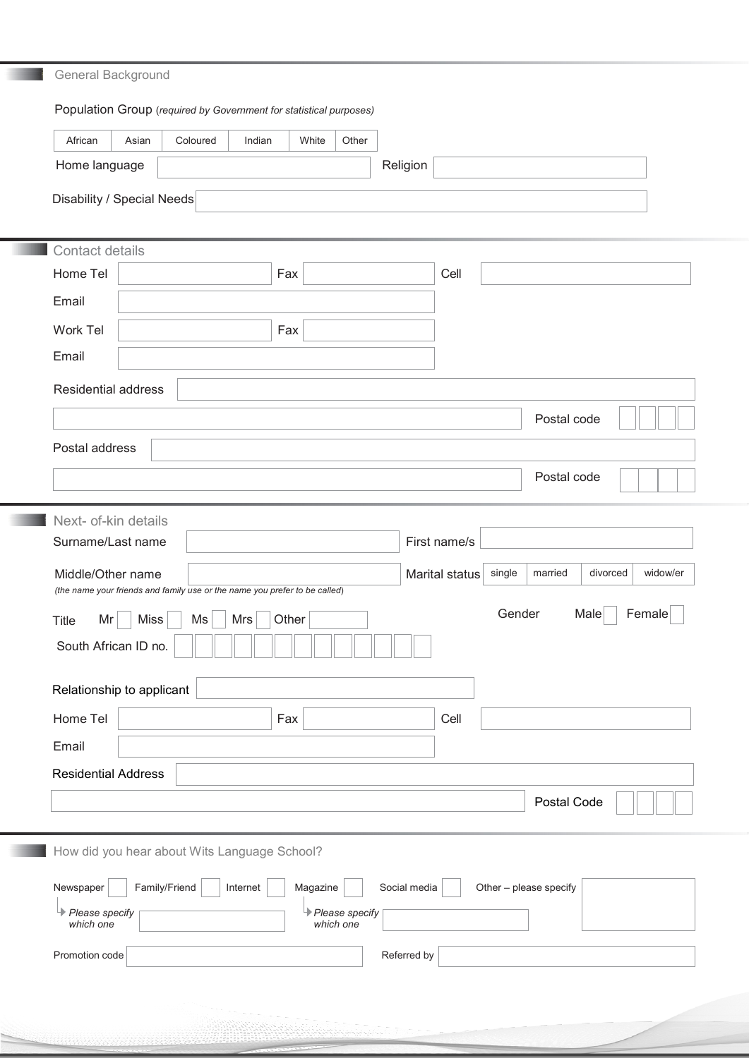## General Background

Population Group (*required by Government for statistical purposes*)

| African | Asian | Coloured | Indian | White | Other |
|---|---|---|---|---|---|

Home language ____________ Religion ____________

Disability / Special Needs ____________

## Contact details

Home Tel ____________ Fax ____________ Cell ____________

Email ____________

Work Tel ____________ Fax ____________

Email ____________

Residential address ____________

____________ Postal code ☐☐☐☐

Postal address ____________

____________ Postal code ☐☐☐☐

## Next- of-kin details

Surname/Last name ____________ First name/s ____________

Middle/Other name ____________ Marital status | single | married | divorced | widow/er |

*(the name your friends and family use or the name you prefer to be called)*

Title Mr ☐ Miss ☐ Ms ☐ Mrs ☐ Other ____________ Gender Male ☐ Female ☐

South African ID no. ☐☐☐☐☐☐☐☐☐☐☐☐☐

Relationship to applicant ____________

Home Tel ____________ Fax ____________ Cell ____________

Email ____________

Residential Address ____________

____________ Postal Code ☐☐☐☐

## How did you hear about Wits Language School?

Newspaper ☐ Family/Friend ☐ Internet ☐ Magazine ☐ Social media ☐ Other – please specify ____________

*Please specify which one* (Newspaper) ____________ *Please specify which one* (Magazine) ____________

Promotion code ____________ Referred by ____________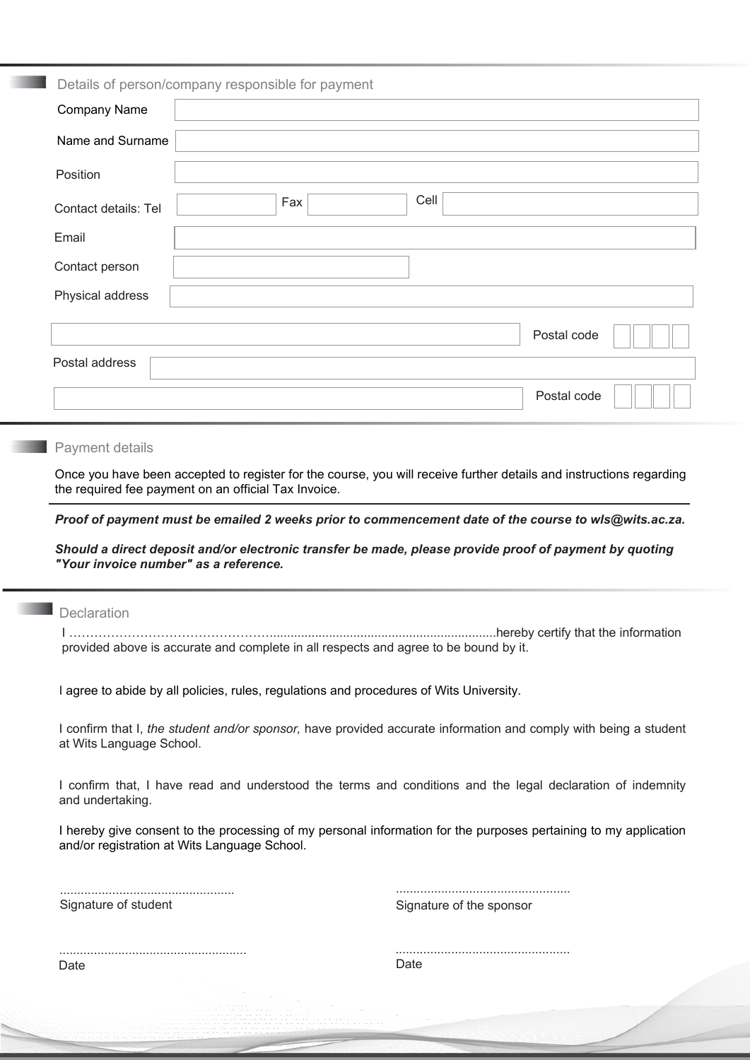## Details of person/company responsible for payment

Company Name

Name and Surname

Position

Contact details: Tel  Fax  Cell

Email

Contact person

Physical address

Postal code

Postal address

Postal code

## Payment details

Once you have been accepted to register for the course, you will receive further details and instructions regarding the required fee payment on an official Tax Invoice.

***Proof of payment must be emailed 2 weeks prior to commencement date of the course to wls@wits.ac.za.***

***Should a direct deposit and/or electronic transfer be made, please provide proof of payment by quoting "Your invoice number" as a reference.***

## Declaration

I ……………………………………….................................................................hereby certify that the information provided above is accurate and complete in all respects and agree to be bound by it.

I agree to abide by all policies, rules, regulations and procedures of Wits University.

I confirm that I, *the student and/or sponsor,* have provided accurate information and comply with being a student at Wits Language School.

I confirm that, I have read and understood the terms and conditions and the legal declaration of indemnity and undertaking.

I hereby give consent to the processing of my personal information for the purposes pertaining to my application and/or registration at Wits Language School.

..................................................
Signature of student

..................................................
Signature of the sponsor

......................................................
Date

..................................................
Date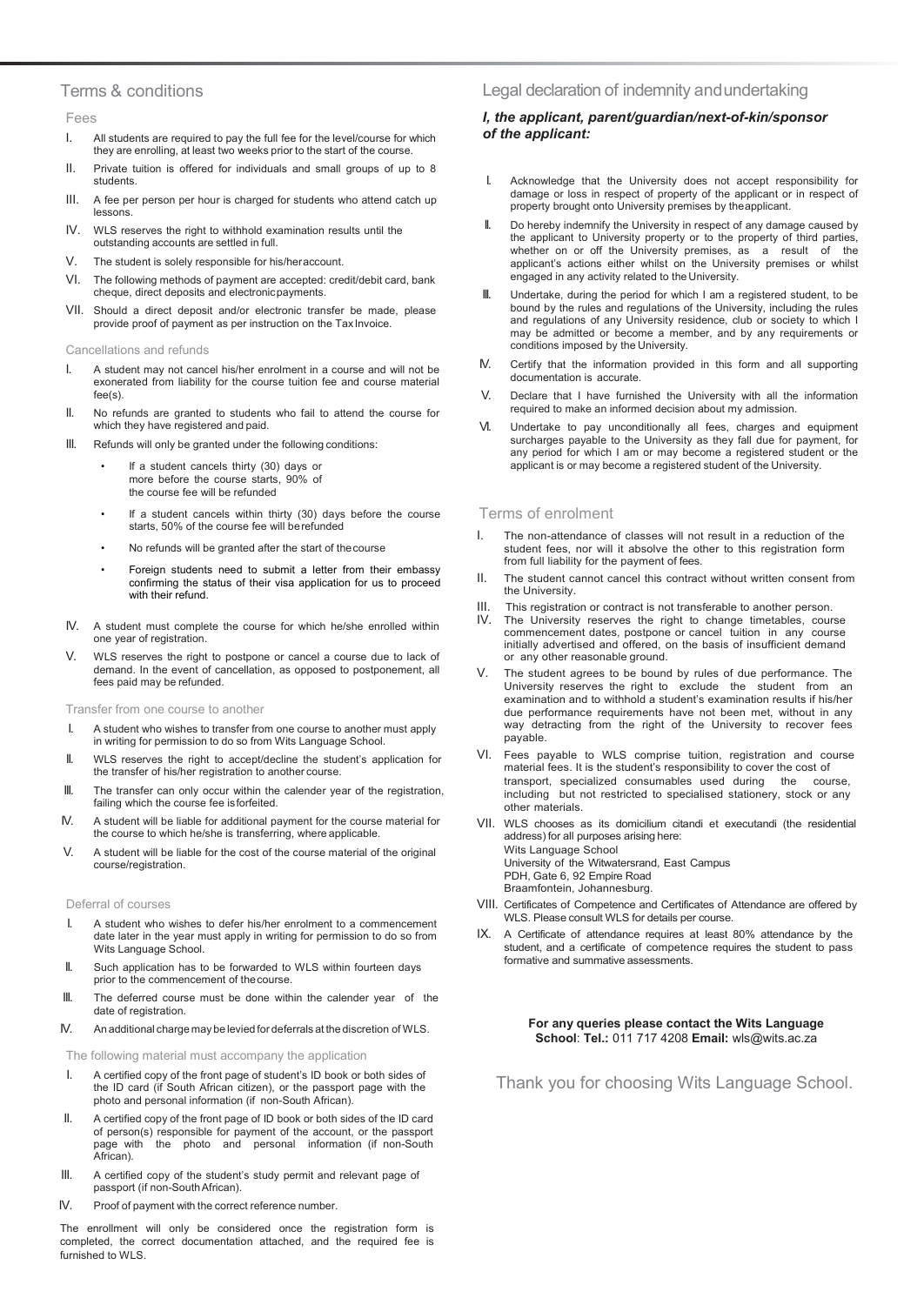## Terms & conditions

### Fees

I. All students are required to pay the full fee for the level/course for which they are enrolling, at least two weeks prior to the start of the course.

II. Private tuition is offered for individuals and small groups of up to 8 students.

III. A fee per person per hour is charged for students who attend catch up lessons.

IV. WLS reserves the right to withhold examination results until the outstanding accounts are settled in full.

V. The student is solely responsible for his/her account.

VI. The following methods of payment are accepted: credit/debit card, bank cheque, direct deposits and electronic payments.

VII. Should a direct deposit and/or electronic transfer be made, please provide proof of payment as per instruction on the Tax Invoice.

### Cancellations and refunds

I. A student may not cancel his/her enrolment in a course and will not be exonerated from liability for the course tuition fee and course material fee(s).

II. No refunds are granted to students who fail to attend the course for which they have registered and paid.

III. Refunds will only be granted under the following conditions:

- If a student cancels thirty (30) days or more before the course starts, 90% of the course fee will be refunded
- If a student cancels within thirty (30) days before the course starts, 50% of the course fee will be refunded
- No refunds will be granted after the start of the course
- Foreign students need to submit a letter from their embassy confirming the status of their visa application for us to proceed with their refund.

IV. A student must complete the course for which he/she enrolled within one year of registration.

V. WLS reserves the right to postpone or cancel a course due to lack of demand. In the event of cancellation, as opposed to postponement, all fees paid may be refunded.

### Transfer from one course to another

I. A student who wishes to transfer from one course to another must apply in writing for permission to do so from Wits Language School.

II. WLS reserves the right to accept/decline the student's application for the transfer of his/her registration to another course.

III. The transfer can only occur within the calender year of the registration, failing which the course fee is forfeited.

IV. A student will be liable for additional payment for the course material for the course to which he/she is transferring, where applicable.

V. A student will be liable for the cost of the course material of the original course/registration.

### Deferral of courses

I. A student who wishes to defer his/her enrolment to a commencement date later in the year must apply in writing for permission to do so from Wits Language School.

II. Such application has to be forwarded to WLS within fourteen days prior to the commencement of the course.

III. The deferred course must be done within the calender year of the date of registration.

IV. An additional charge may be levied for deferrals at the discretion of WLS.

### The following material must accompany the application

I. A certified copy of the front page of student's ID book or both sides of the ID card (if South African citizen), or the passport page with the photo and personal information (if non-South African).

II. A certified copy of the front page of ID book or both sides of the ID card of person(s) responsible for payment of the account, or the passport page with the photo and personal information (if non-South African).

III. A certified copy of the student's study permit and relevant page of passport (if non-South African).

IV. Proof of payment with the correct reference number.

The enrollment will only be considered once the registration form is completed, the correct documentation attached, and the required fee is furnished to WLS.

## Legal declaration of indemnity and undertaking

***I, the applicant, parent/guardian/next-of-kin/sponsor of the applicant:***

I. Acknowledge that the University does not accept responsibility for damage or loss in respect of property of the applicant or in respect of property brought onto University premises by the applicant.

II. Do hereby indemnify the University in respect of any damage caused by the applicant to University property or to the property of third parties, whether on or off the University premises, as a result of the applicant's actions either whilst on the University premises or whilst engaged in any activity related to the University.

III. Undertake, during the period for which I am a registered student, to be bound by the rules and regulations of the University, including the rules and regulations of any University residence, club or society to which I may be admitted or become a member, and by any requirements or conditions imposed by the University.

IV. Certify that the information provided in this form and all supporting documentation is accurate.

V. Declare that I have furnished the University with all the information required to make an informed decision about my admission.

VI. Undertake to pay unconditionally all fees, charges and equipment surcharges payable to the University as they fall due for payment, for any period for which I am or may become a registered student or the applicant is or may become a registered student of the University.

## Terms of enrolment

I. The non-attendance of classes will not result in a reduction of the student fees, nor will it absolve the other to this registration form from full liability for the payment of fees.

II. The student cannot cancel this contract without written consent from the University.

III. This registration or contract is not transferable to another person.

IV. The University reserves the right to change timetables, course commencement dates, postpone or cancel tuition in any course initially advertised and offered, on the basis of insufficient demand or any other reasonable ground.

V. The student agrees to be bound by rules of due performance. The University reserves the right to exclude the student from an examination and to withhold a student's examination results if his/her due performance requirements have not been met, without in any way detracting from the right of the University to recover fees payable.

VI. Fees payable to WLS comprise tuition, registration and course material fees. It is the student's responsibility to cover the cost of transport, specialized consumables used during the course, including but not restricted to specialised stationery, stock or any other materials.

VII. WLS chooses as its domicilium citandi et executandi (the residential address) for all purposes arising here:
Wits Language School
University of the Witwatersrand, East Campus
PDH, Gate 6, 92 Empire Road
Braamfontein, Johannesburg.

VIII. Certificates of Competence and Certificates of Attendance are offered by WLS. Please consult WLS for details per course.

IX. A Certificate of attendance requires at least 80% attendance by the student, and a certificate of competence requires the student to pass formative and summative assessments.

**For any queries please contact the Wits Language School**: **Tel.:** 011 717 4208 **Email:** wls@wits.ac.za

Thank you for choosing Wits Language School.